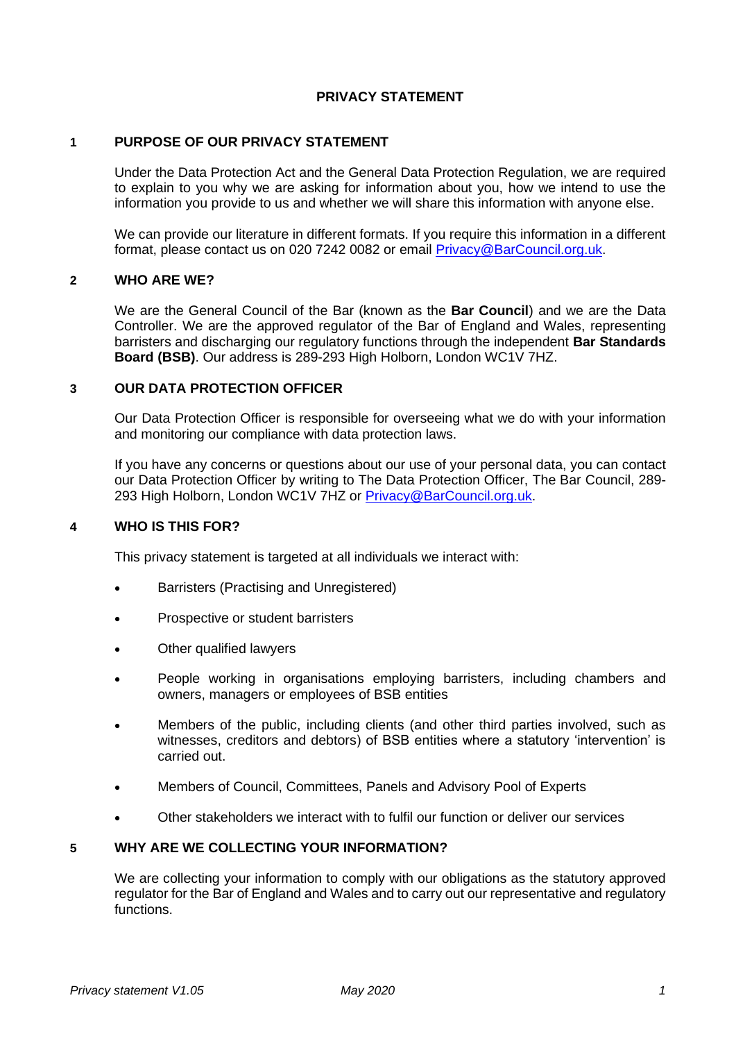# PRIVACY STATEMENT

## 1 PURPOSE OF OUR PRIVACY STATEMENT

Under the Data Protection Act and the General Data Protection Regulation, we are required to explain to you why we are asking for information about you, how we intend to use the information you provide to us and whether we will share this information with anyone else.

We can provide our literature in different formats. If you require this information in a different format, please contact us on 020 7242 0082 or email [Privacy@BarCouncil.org.uk](mailto:Privacy@BarCouncil.org.uk).

## 2 WHO ARE WE?

We are the General Council of the Bar (known as the **Bar Council**) and we are the Data Controller. We are the approved regulator of the Bar of England and Wales, representing barristers and discharging our regulatory functions through the independent **Bar Standards Board (BSB)**. Our address is 289-293 High Holborn, London WC1V 7HZ.

## 3 OUR DATA PROTECTION OFFICER

Our Data Protection Officer is responsible for overseeing what we do with your information and monitoring our compliance with data protection laws.

If you have any concerns or questions about our use of your personal data, you can contact our Data Protection Officer by writing to The Data Protection Officer, The Bar Council, 289-293 High Holborn, London WC1V 7HZ or [Privacy@BarCouncil.org.uk](mailto:Privacy@BarCouncil.org.uk).

## 4 WHO IS THIS FOR?

This privacy statement is targeted at all individuals we interact with:

- Barristers (Practising and Unregistered)
- Prospective or student barristers
- Other qualified lawyers
- People working in organisations employing barristers, including chambers and owners, managers or employees of BSB entities
- Members of the public, including clients (and other third parties involved, such as witnesses, creditors and debtors) of BSB entities where a statutory 'intervention' is carried out.
- Members of Council, Committees, Panels and Advisory Pool of Experts
- Other stakeholders we interact with to fulfil our function or deliver our services

## 5 WHY ARE WE COLLECTING YOUR INFORMATION?

We are collecting your information to comply with our obligations as the statutory approved regulator for the Bar of England and Wales and to carry out our representative and regulatory functions.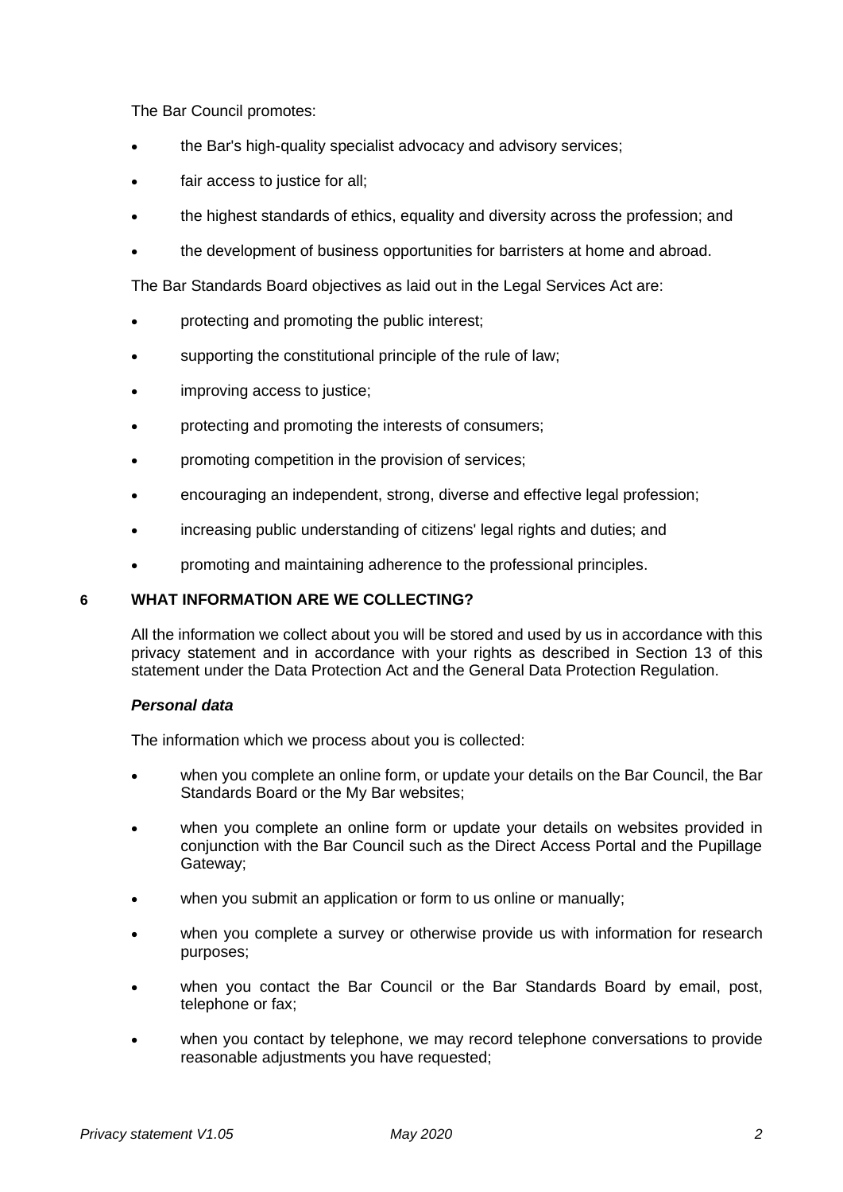The Bar Council promotes:

- the Bar's high-quality specialist advocacy and advisory services;
- fair access to justice for all;
- the highest standards of ethics, equality and diversity across the profession; and
- the development of business opportunities for barristers at home and abroad.

The Bar Standards Board objectives as laid out in the Legal Services Act are:

- protecting and promoting the public interest;
- supporting the constitutional principle of the rule of law;
- improving access to justice;
- protecting and promoting the interests of consumers;
- promoting competition in the provision of services;
- encouraging an independent, strong, diverse and effective legal profession;
- increasing public understanding of citizens' legal rights and duties; and
- promoting and maintaining adherence to the professional principles.

## 6 WHAT INFORMATION ARE WE COLLECTING?

All the information we collect about you will be stored and used by us in accordance with this privacy statement and in accordance with your rights as described in Section 13 of this statement under the Data Protection Act and the General Data Protection Regulation.

***Personal data***

The information which we process about you is collected:

- when you complete an online form, or update your details on the Bar Council, the Bar Standards Board or the My Bar websites;
- when you complete an online form or update your details on websites provided in conjunction with the Bar Council such as the Direct Access Portal and the Pupillage Gateway;
- when you submit an application or form to us online or manually;
- when you complete a survey or otherwise provide us with information for research purposes;
- when you contact the Bar Council or the Bar Standards Board by email, post, telephone or fax;
- when you contact by telephone, we may record telephone conversations to provide reasonable adjustments you have requested;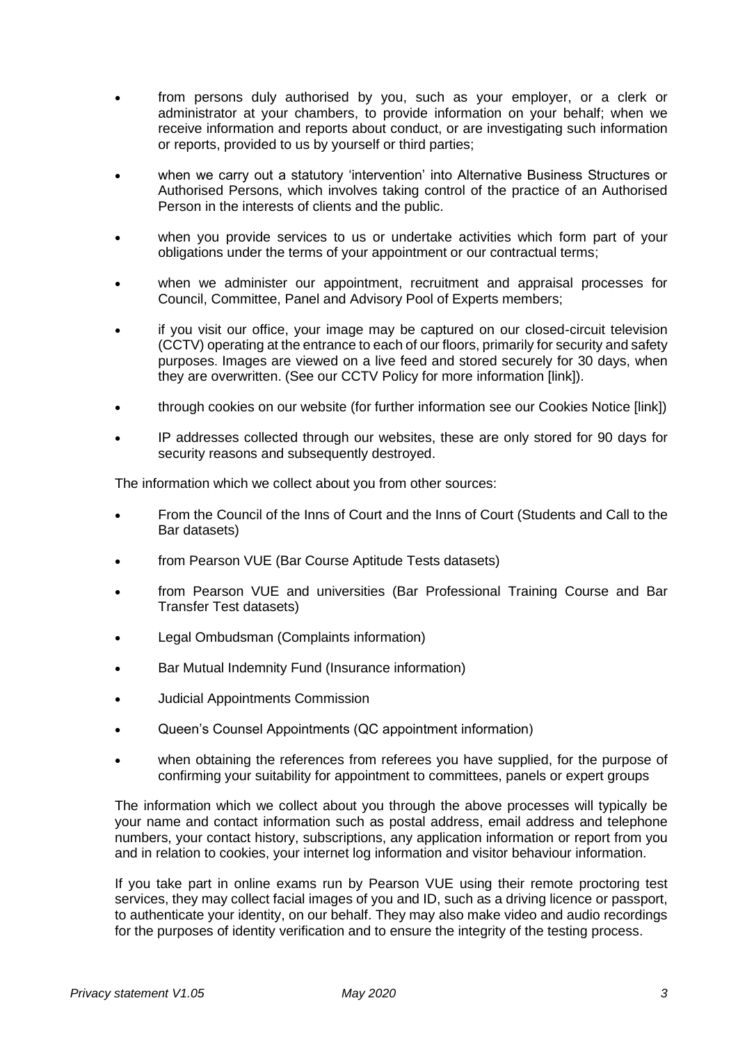- from persons duly authorised by you, such as your employer, or a clerk or administrator at your chambers, to provide information on your behalf; when we receive information and reports about conduct, or are investigating such information or reports, provided to us by yourself or third parties;
- when we carry out a statutory 'intervention' into Alternative Business Structures or Authorised Persons, which involves taking control of the practice of an Authorised Person in the interests of clients and the public.
- when you provide services to us or undertake activities which form part of your obligations under the terms of your appointment or our contractual terms;
- when we administer our appointment, recruitment and appraisal processes for Council, Committee, Panel and Advisory Pool of Experts members;
- if you visit our office, your image may be captured on our closed-circuit television (CCTV) operating at the entrance to each of our floors, primarily for security and safety purposes. Images are viewed on a live feed and stored securely for 30 days, when they are overwritten. (See our CCTV Policy for more information [link]).
- through cookies on our website (for further information see our Cookies Notice [link])
- IP addresses collected through our websites, these are only stored for 90 days for security reasons and subsequently destroyed.

The information which we collect about you from other sources:

- From the Council of the Inns of Court and the Inns of Court (Students and Call to the Bar datasets)
- from Pearson VUE (Bar Course Aptitude Tests datasets)
- from Pearson VUE and universities (Bar Professional Training Course and Bar Transfer Test datasets)
- Legal Ombudsman (Complaints information)
- Bar Mutual Indemnity Fund (Insurance information)
- Judicial Appointments Commission
- Queen's Counsel Appointments (QC appointment information)
- when obtaining the references from referees you have supplied, for the purpose of confirming your suitability for appointment to committees, panels or expert groups

The information which we collect about you through the above processes will typically be your name and contact information such as postal address, email address and telephone numbers, your contact history, subscriptions, any application information or report from you and in relation to cookies, your internet log information and visitor behaviour information.

If you take part in online exams run by Pearson VUE using their remote proctoring test services, they may collect facial images of you and ID, such as a driving licence or passport, to authenticate your identity, on our behalf. They may also make video and audio recordings for the purposes of identity verification and to ensure the integrity of the testing process.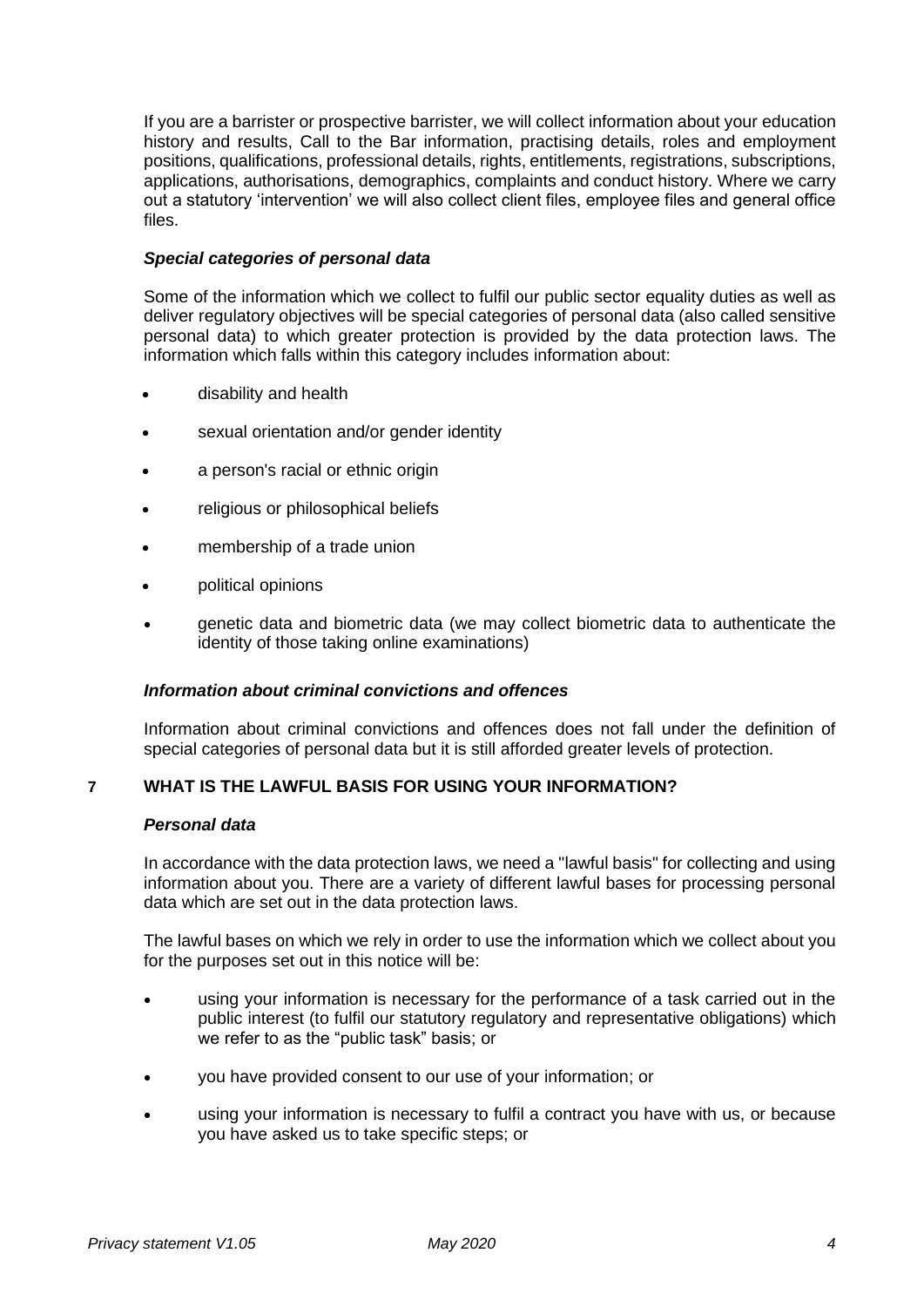If you are a barrister or prospective barrister, we will collect information about your education history and results, Call to the Bar information, practising details, roles and employment positions, qualifications, professional details, rights, entitlements, registrations, subscriptions, applications, authorisations, demographics, complaints and conduct history. Where we carry out a statutory 'intervention' we will also collect client files, employee files and general office files.

### *Special categories of personal data*

Some of the information which we collect to fulfil our public sector equality duties as well as deliver regulatory objectives will be special categories of personal data (also called sensitive personal data) to which greater protection is provided by the data protection laws. The information which falls within this category includes information about:

- disability and health
- sexual orientation and/or gender identity
- a person's racial or ethnic origin
- religious or philosophical beliefs
- membership of a trade union
- political opinions
- genetic data and biometric data (we may collect biometric data to authenticate the identity of those taking online examinations)

### *Information about criminal convictions and offences*

Information about criminal convictions and offences does not fall under the definition of special categories of personal data but it is still afforded greater levels of protection.

## 7 WHAT IS THE LAWFUL BASIS FOR USING YOUR INFORMATION?

### *Personal data*

In accordance with the data protection laws, we need a "lawful basis" for collecting and using information about you. There are a variety of different lawful bases for processing personal data which are set out in the data protection laws.

The lawful bases on which we rely in order to use the information which we collect about you for the purposes set out in this notice will be:

- using your information is necessary for the performance of a task carried out in the public interest (to fulfil our statutory regulatory and representative obligations) which we refer to as the "public task" basis; or
- you have provided consent to our use of your information; or
- using your information is necessary to fulfil a contract you have with us, or because you have asked us to take specific steps; or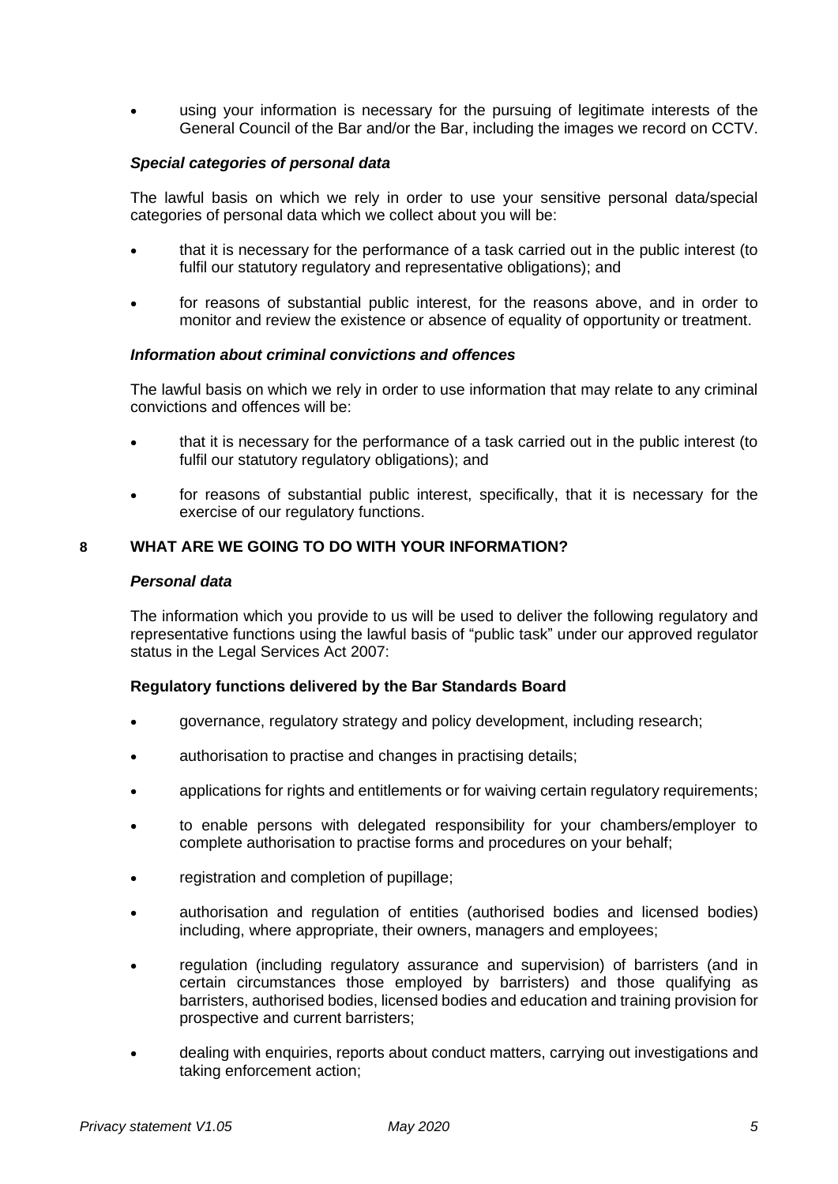- using your information is necessary for the pursuing of legitimate interests of the General Council of the Bar and/or the Bar, including the images we record on CCTV.

***Special categories of personal data***

The lawful basis on which we rely in order to use your sensitive personal data/special categories of personal data which we collect about you will be:

- that it is necessary for the performance of a task carried out in the public interest (to fulfil our statutory regulatory and representative obligations); and
- for reasons of substantial public interest, for the reasons above, and in order to monitor and review the existence or absence of equality of opportunity or treatment.

***Information about criminal convictions and offences***

The lawful basis on which we rely in order to use information that may relate to any criminal convictions and offences will be:

- that it is necessary for the performance of a task carried out in the public interest (to fulfil our statutory regulatory obligations); and
- for reasons of substantial public interest, specifically, that it is necessary for the exercise of our regulatory functions.

## 8 WHAT ARE WE GOING TO DO WITH YOUR INFORMATION?

***Personal data***

The information which you provide to us will be used to deliver the following regulatory and representative functions using the lawful basis of "public task" under our approved regulator status in the Legal Services Act 2007:

**Regulatory functions delivered by the Bar Standards Board**

- governance, regulatory strategy and policy development, including research;
- authorisation to practise and changes in practising details;
- applications for rights and entitlements or for waiving certain regulatory requirements;
- to enable persons with delegated responsibility for your chambers/employer to complete authorisation to practise forms and procedures on your behalf;
- registration and completion of pupillage;
- authorisation and regulation of entities (authorised bodies and licensed bodies) including, where appropriate, their owners, managers and employees;
- regulation (including regulatory assurance and supervision) of barristers (and in certain circumstances those employed by barristers) and those qualifying as barristers, authorised bodies, licensed bodies and education and training provision for prospective and current barristers;
- dealing with enquiries, reports about conduct matters, carrying out investigations and taking enforcement action;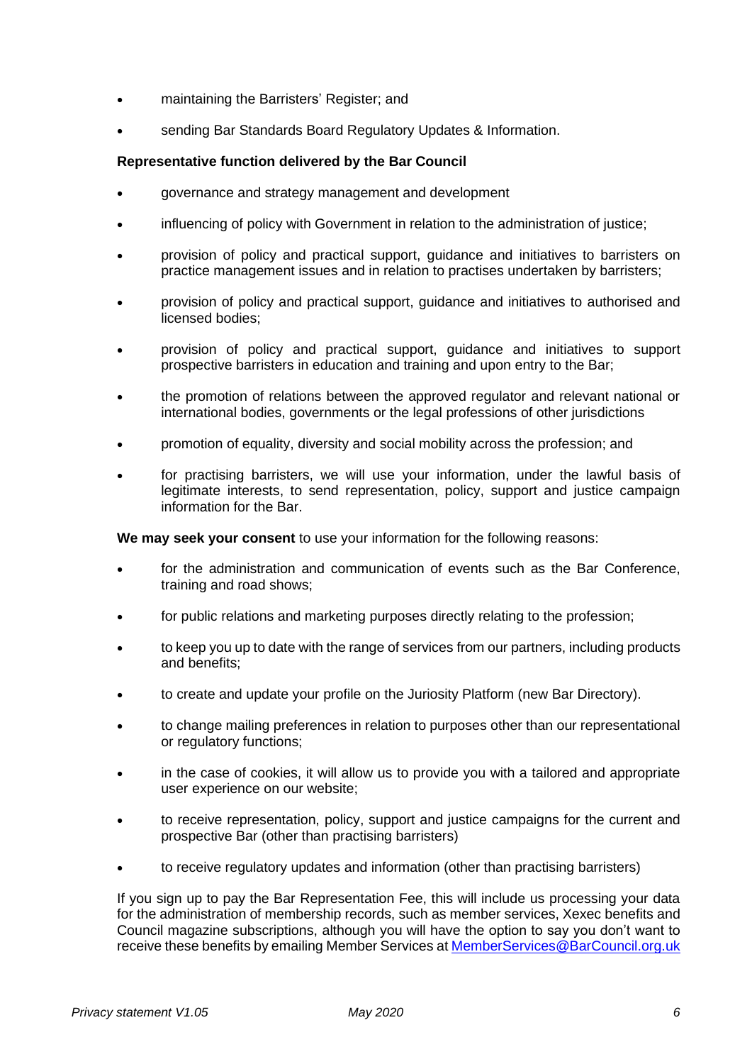- maintaining the Barristers' Register; and
- sending Bar Standards Board Regulatory Updates & Information.

**Representative function delivered by the Bar Council**

- governance and strategy management and development
- influencing of policy with Government in relation to the administration of justice;
- provision of policy and practical support, guidance and initiatives to barristers on practice management issues and in relation to practises undertaken by barristers;
- provision of policy and practical support, guidance and initiatives to authorised and licensed bodies;
- provision of policy and practical support, guidance and initiatives to support prospective barristers in education and training and upon entry to the Bar;
- the promotion of relations between the approved regulator and relevant national or international bodies, governments or the legal professions of other jurisdictions
- promotion of equality, diversity and social mobility across the profession; and
- for practising barristers, we will use your information, under the lawful basis of legitimate interests, to send representation, policy, support and justice campaign information for the Bar.

**We may seek your consent** to use your information for the following reasons:

- for the administration and communication of events such as the Bar Conference, training and road shows;
- for public relations and marketing purposes directly relating to the profession;
- to keep you up to date with the range of services from our partners, including products and benefits;
- to create and update your profile on the Juriosity Platform (new Bar Directory).
- to change mailing preferences in relation to purposes other than our representational or regulatory functions;
- in the case of cookies, it will allow us to provide you with a tailored and appropriate user experience on our website;
- to receive representation, policy, support and justice campaigns for the current and prospective Bar (other than practising barristers)
- to receive regulatory updates and information (other than practising barristers)

If you sign up to pay the Bar Representation Fee, this will include us processing your data for the administration of membership records, such as member services, Xexec benefits and Council magazine subscriptions, although you will have the option to say you don't want to receive these benefits by emailing Member Services at MemberServices@BarCouncil.org.uk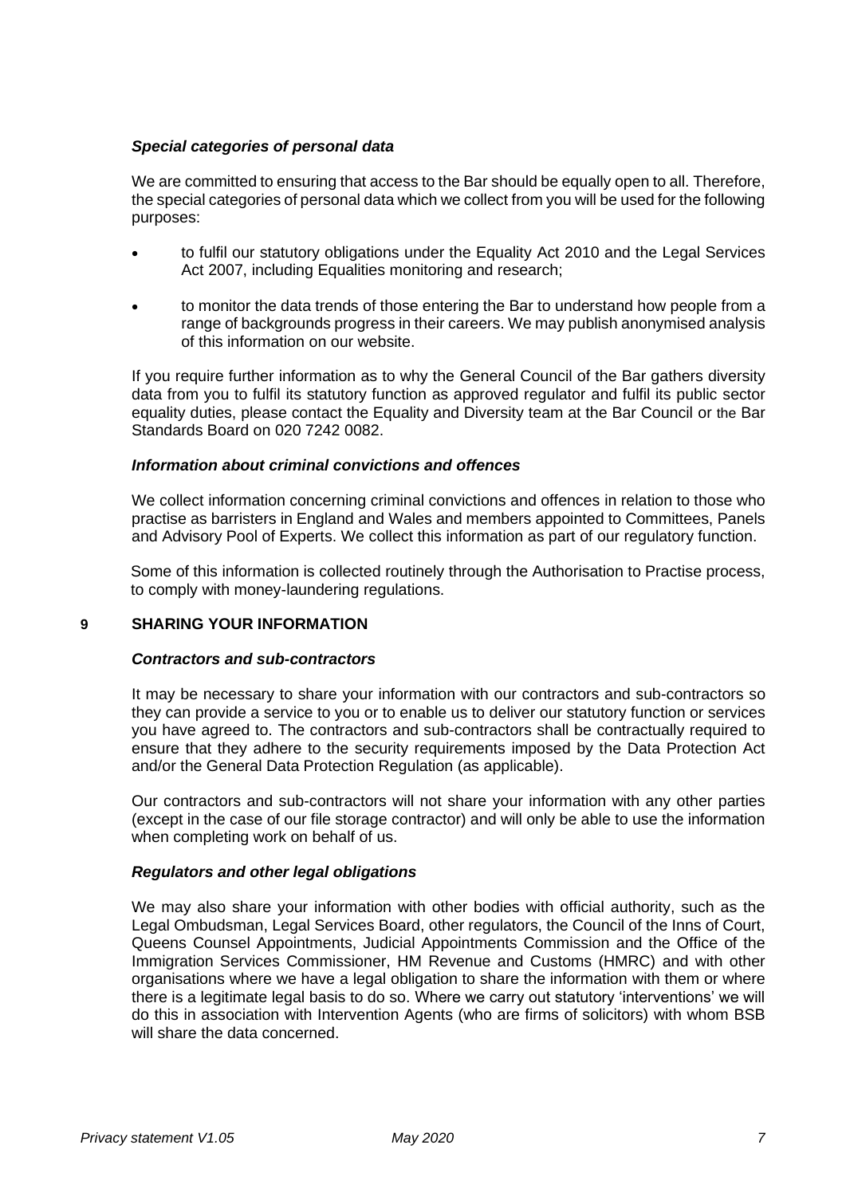### *Special categories of personal data*

We are committed to ensuring that access to the Bar should be equally open to all. Therefore, the special categories of personal data which we collect from you will be used for the following purposes:

- to fulfil our statutory obligations under the Equality Act 2010 and the Legal Services Act 2007, including Equalities monitoring and research;
- to monitor the data trends of those entering the Bar to understand how people from a range of backgrounds progress in their careers. We may publish anonymised analysis of this information on our website.

If you require further information as to why the General Council of the Bar gathers diversity data from you to fulfil its statutory function as approved regulator and fulfil its public sector equality duties, please contact the Equality and Diversity team at the Bar Council or the Bar Standards Board on 020 7242 0082.

### *Information about criminal convictions and offences*

We collect information concerning criminal convictions and offences in relation to those who practise as barristers in England and Wales and members appointed to Committees, Panels and Advisory Pool of Experts. We collect this information as part of our regulatory function.

Some of this information is collected routinely through the Authorisation to Practise process, to comply with money-laundering regulations.

## 9 SHARING YOUR INFORMATION

### *Contractors and sub-contractors*

It may be necessary to share your information with our contractors and sub-contractors so they can provide a service to you or to enable us to deliver our statutory function or services you have agreed to. The contractors and sub-contractors shall be contractually required to ensure that they adhere to the security requirements imposed by the Data Protection Act and/or the General Data Protection Regulation (as applicable).

Our contractors and sub-contractors will not share your information with any other parties (except in the case of our file storage contractor) and will only be able to use the information when completing work on behalf of us.

### *Regulators and other legal obligations*

We may also share your information with other bodies with official authority, such as the Legal Ombudsman, Legal Services Board, other regulators, the Council of the Inns of Court, Queens Counsel Appointments, Judicial Appointments Commission and the Office of the Immigration Services Commissioner, HM Revenue and Customs (HMRC) and with other organisations where we have a legal obligation to share the information with them or where there is a legitimate legal basis to do so. Where we carry out statutory 'interventions' we will do this in association with Intervention Agents (who are firms of solicitors) with whom BSB will share the data concerned.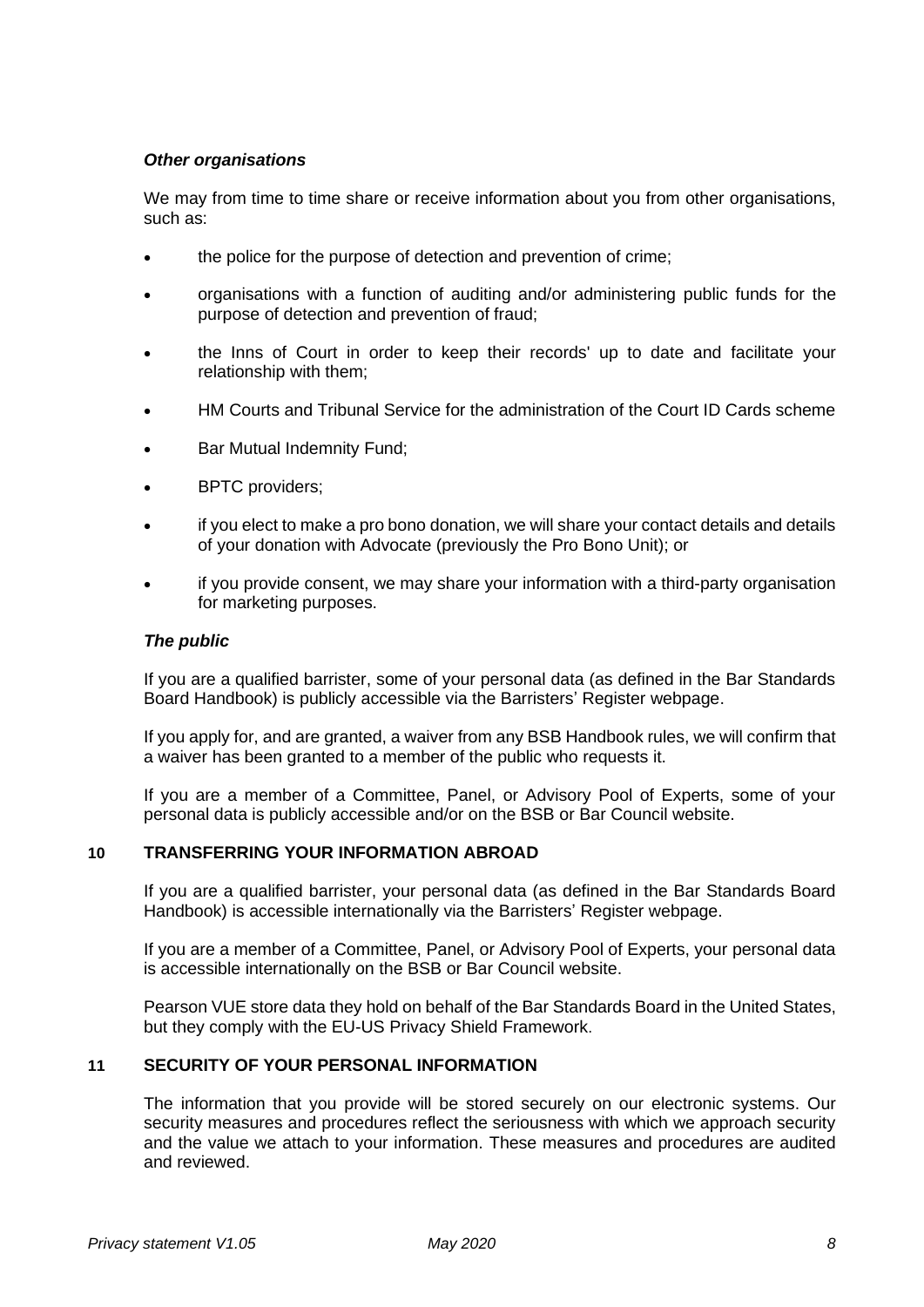***Other organisations***

We may from time to time share or receive information about you from other organisations, such as:

- the police for the purpose of detection and prevention of crime;
- organisations with a function of auditing and/or administering public funds for the purpose of detection and prevention of fraud;
- the Inns of Court in order to keep their records' up to date and facilitate your relationship with them;
- HM Courts and Tribunal Service for the administration of the Court ID Cards scheme
- Bar Mutual Indemnity Fund;
- BPTC providers;
- if you elect to make a pro bono donation, we will share your contact details and details of your donation with Advocate (previously the Pro Bono Unit); or
- if you provide consent, we may share your information with a third-party organisation for marketing purposes.

***The public***

If you are a qualified barrister, some of your personal data (as defined in the Bar Standards Board Handbook) is publicly accessible via the Barristers' Register webpage.

If you apply for, and are granted, a waiver from any BSB Handbook rules, we will confirm that a waiver has been granted to a member of the public who requests it.

If you are a member of a Committee, Panel, or Advisory Pool of Experts, some of your personal data is publicly accessible and/or on the BSB or Bar Council website.

## 10 TRANSFERRING YOUR INFORMATION ABROAD

If you are a qualified barrister, your personal data (as defined in the Bar Standards Board Handbook) is accessible internationally via the Barristers' Register webpage.

If you are a member of a Committee, Panel, or Advisory Pool of Experts, your personal data is accessible internationally on the BSB or Bar Council website.

Pearson VUE store data they hold on behalf of the Bar Standards Board in the United States, but they comply with the EU-US Privacy Shield Framework.

## 11 SECURITY OF YOUR PERSONAL INFORMATION

The information that you provide will be stored securely on our electronic systems. Our security measures and procedures reflect the seriousness with which we approach security and the value we attach to your information. These measures and procedures are audited and reviewed.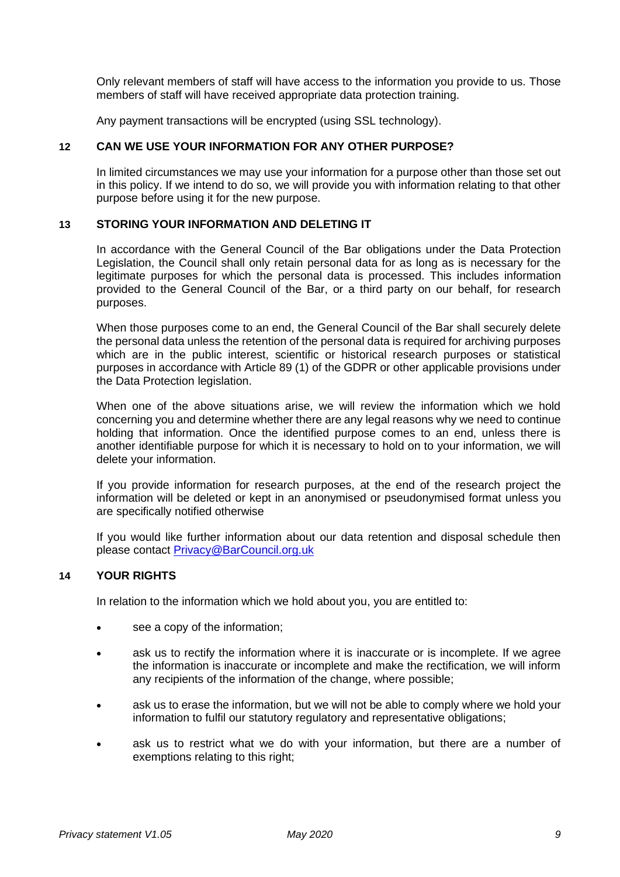Only relevant members of staff will have access to the information you provide to us. Those members of staff will have received appropriate data protection training.

Any payment transactions will be encrypted (using SSL technology).

## 12 CAN WE USE YOUR INFORMATION FOR ANY OTHER PURPOSE?

In limited circumstances we may use your information for a purpose other than those set out in this policy. If we intend to do so, we will provide you with information relating to that other purpose before using it for the new purpose.

## 13 STORING YOUR INFORMATION AND DELETING IT

In accordance with the General Council of the Bar obligations under the Data Protection Legislation, the Council shall only retain personal data for as long as is necessary for the legitimate purposes for which the personal data is processed. This includes information provided to the General Council of the Bar, or a third party on our behalf, for research purposes.

When those purposes come to an end, the General Council of the Bar shall securely delete the personal data unless the retention of the personal data is required for archiving purposes which are in the public interest, scientific or historical research purposes or statistical purposes in accordance with Article 89 (1) of the GDPR or other applicable provisions under the Data Protection legislation.

When one of the above situations arise, we will review the information which we hold concerning you and determine whether there are any legal reasons why we need to continue holding that information. Once the identified purpose comes to an end, unless there is another identifiable purpose for which it is necessary to hold on to your information, we will delete your information.

If you provide information for research purposes, at the end of the research project the information will be deleted or kept in an anonymised or pseudonymised format unless you are specifically notified otherwise

If you would like further information about our data retention and disposal schedule then please contact Privacy@BarCouncil.org.uk

## 14 YOUR RIGHTS

In relation to the information which we hold about you, you are entitled to:

- see a copy of the information;
- ask us to rectify the information where it is inaccurate or is incomplete. If we agree the information is inaccurate or incomplete and make the rectification, we will inform any recipients of the information of the change, where possible;
- ask us to erase the information, but we will not be able to comply where we hold your information to fulfil our statutory regulatory and representative obligations;
- ask us to restrict what we do with your information, but there are a number of exemptions relating to this right;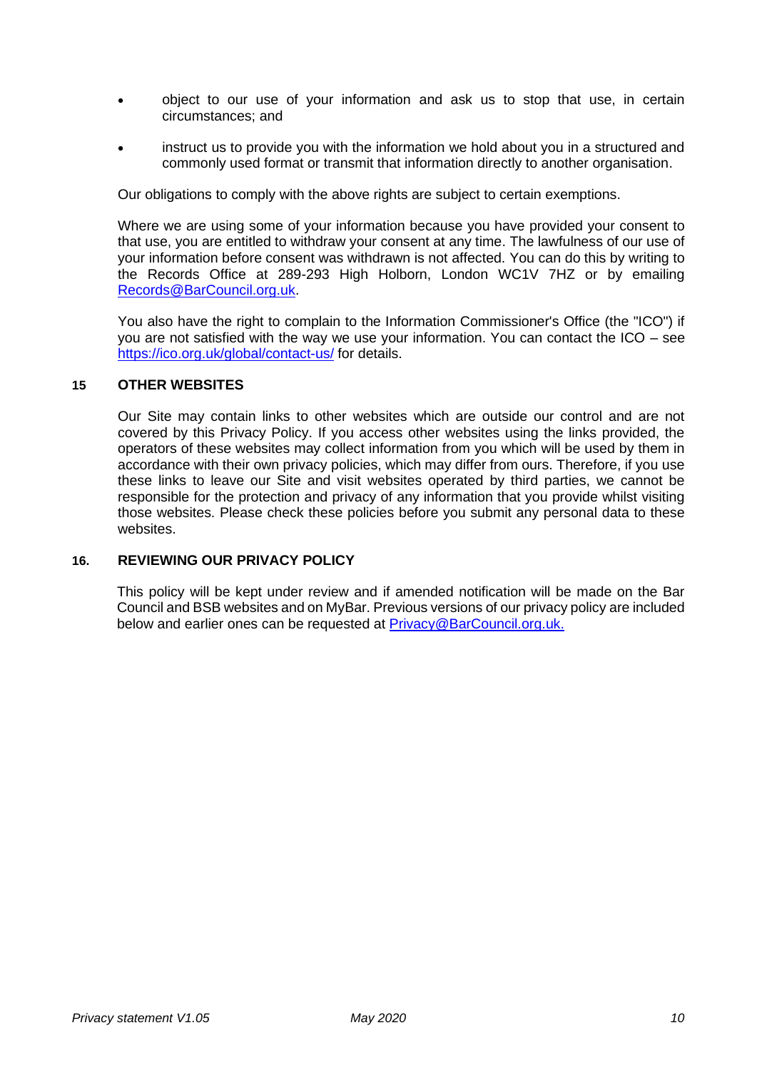- object to our use of your information and ask us to stop that use, in certain circumstances; and
- instruct us to provide you with the information we hold about you in a structured and commonly used format or transmit that information directly to another organisation.

Our obligations to comply with the above rights are subject to certain exemptions.

Where we are using some of your information because you have provided your consent to that use, you are entitled to withdraw your consent at any time. The lawfulness of our use of your information before consent was withdrawn is not affected. You can do this by writing to the Records Office at 289-293 High Holborn, London WC1V 7HZ or by emailing Records@BarCouncil.org.uk.

You also have the right to complain to the Information Commissioner's Office (the "ICO") if you are not satisfied with the way we use your information. You can contact the ICO – see https://ico.org.uk/global/contact-us/ for details.

## 15 OTHER WEBSITES

Our Site may contain links to other websites which are outside our control and are not covered by this Privacy Policy. If you access other websites using the links provided, the operators of these websites may collect information from you which will be used by them in accordance with their own privacy policies, which may differ from ours. Therefore, if you use these links to leave our Site and visit websites operated by third parties, we cannot be responsible for the protection and privacy of any information that you provide whilst visiting those websites. Please check these policies before you submit any personal data to these websites.

## 16. REVIEWING OUR PRIVACY POLICY

This policy will be kept under review and if amended notification will be made on the Bar Council and BSB websites and on MyBar. Previous versions of our privacy policy are included below and earlier ones can be requested at Privacy@BarCouncil.org.uk.